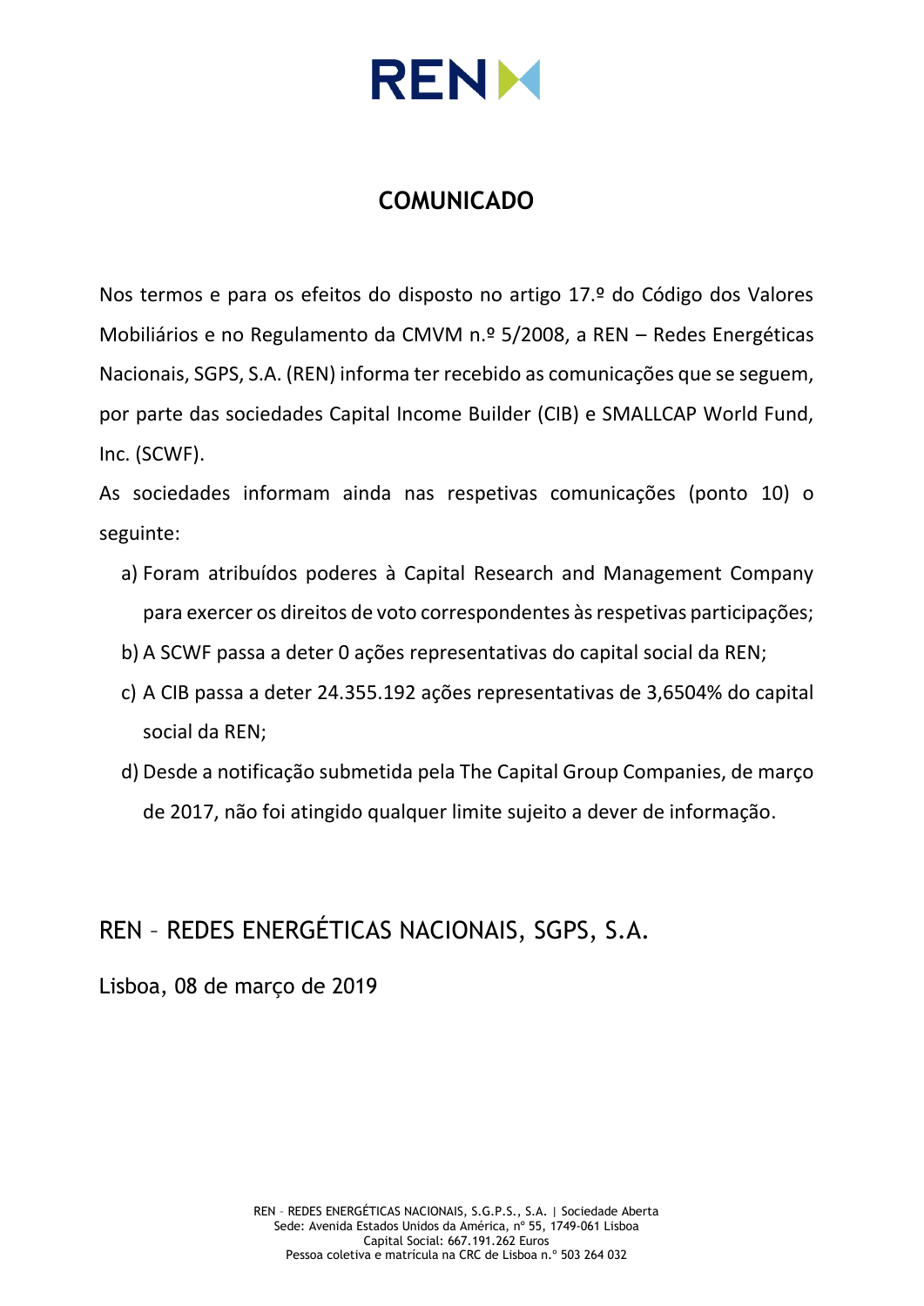# COMUNICADO

Nos termos e para os efeitos do disposto no artigo 17.º do Código dos Valores Mobiliários e no Regulamento da CMVM n.º 5/2008, a REN – Redes Energéticas Nacionais, SGPS, S.A. (REN) informa ter recebido as comunicações que se seguem, por parte das sociedades Capital Income Builder (CIB) e SMALLCAP World Fund, Inc. (SCWF).

As sociedades informam ainda nas respetivas comunicações (ponto 10) o seguinte:

a) Foram atribuídos poderes à Capital Research and Management Company para exercer os direitos de voto correspondentes às respetivas participações;

b) A SCWF passa a deter 0 ações representativas do capital social da REN;

c) A CIB passa a deter 24.355.192 ações representativas de 3,6504% do capital social da REN;

d) Desde a notificação submetida pela The Capital Group Companies, de março de 2017, não foi atingido qualquer limite sujeito a dever de informação.

REN – REDES ENERGÉTICAS NACIONAIS, SGPS, S.A.

Lisboa, 08 de março de 2019

REN – REDES ENERGÉTICAS NACIONAIS, S.G.P.S., S.A. | Sociedade Aberta
Sede: Avenida Estados Unidos da América, nº 55, 1749-061 Lisboa
Capital Social: 667.191.262 Euros
Pessoa coletiva e matrícula na CRC de Lisboa n.º 503 264 032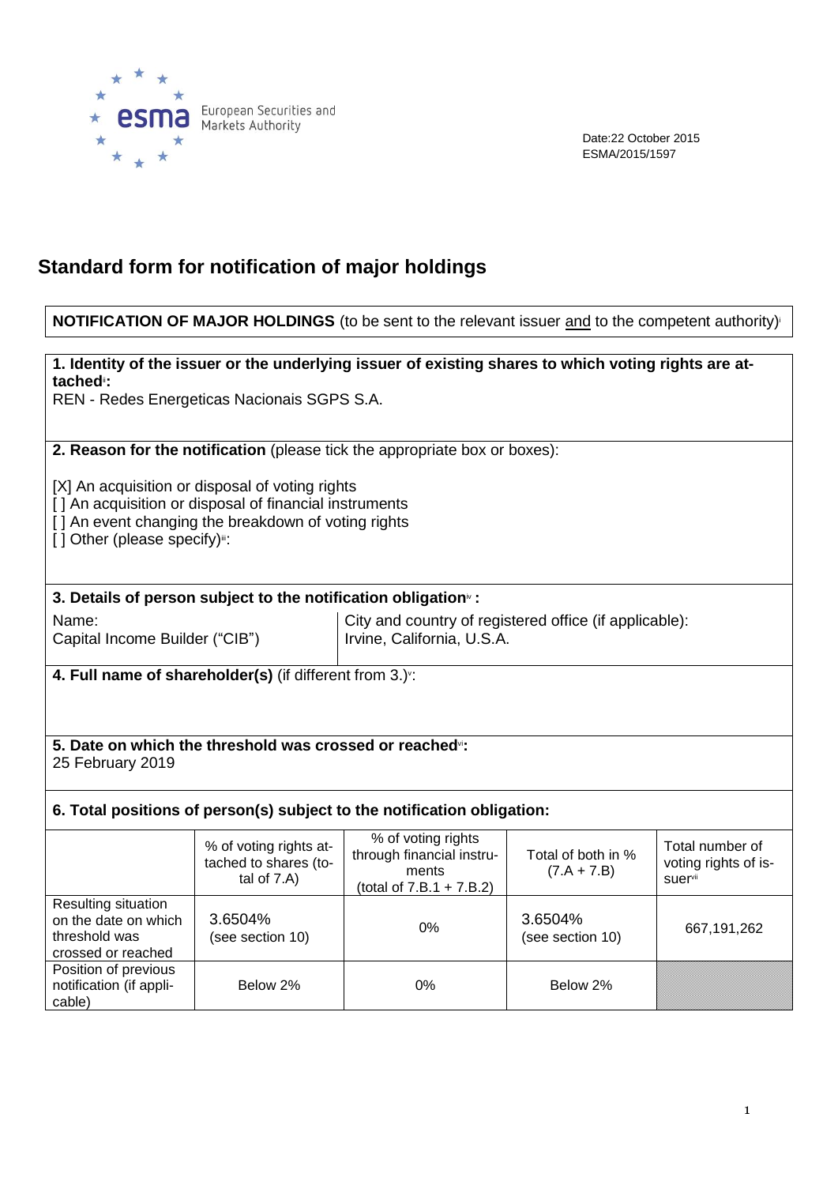Date:22 October 2015
ESMA/2015/1597

# Standard form for notification of major holdings

**NOTIFICATION OF MAJOR HOLDINGS** (to be sent to the relevant issuer and to the competent authority)[i]

**1. Identity of the issuer or the underlying issuer of existing shares to which voting rights are attached[ii]:**
REN - Redes Energeticas Nacionais SGPS S.A.

**2. Reason for the notification** (please tick the appropriate box or boxes):

[X] An acquisition or disposal of voting rights
[ ] An acquisition or disposal of financial instruments
[ ] An event changing the breakdown of voting rights
[ ] Other (please specify)[iii]:

**3. Details of person subject to the notification obligation[iv] :**

| Name: | City and country of registered office (if applicable): |
|---|---|
| Capital Income Builder ("CIB") | Irvine, California, U.S.A. |

**4. Full name of shareholder(s)** (if different from 3.)[v]:

**5. Date on which the threshold was crossed or reached[vi]:**
25 February 2019

**6. Total positions of person(s) subject to the notification obligation:**

| | % of voting rights attached to shares (total of 7.A) | % of voting rights through financial instruments (total of 7.B.1 + 7.B.2) | Total of both in % (7.A + 7.B) | Total number of voting rights of issuer[vii] |
|---|---|---|---|---|
| Resulting situation on the date on which threshold was crossed or reached | 3.6504% (see section 10) | 0% | 3.6504% (see section 10) | 667,191,262 |
| Position of previous notification (if applicable) | Below 2% | 0% | Below 2% | |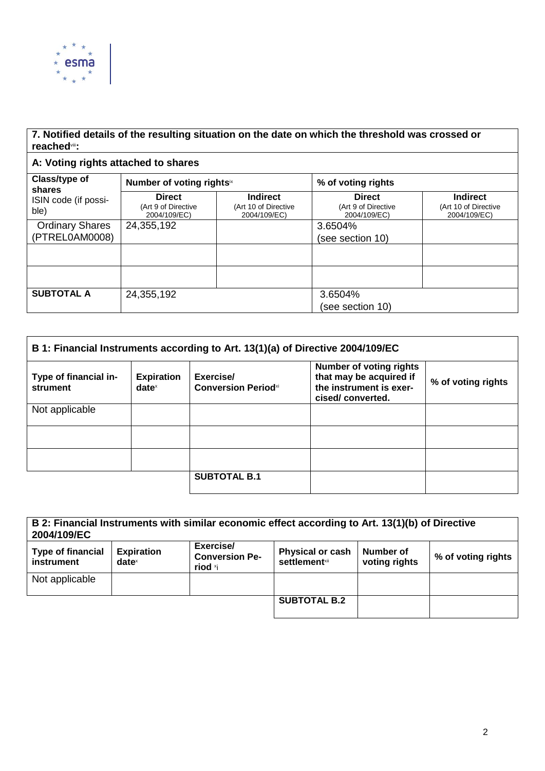## 7. Notified details of the resulting situation on the date on which the threshold was crossed or reached[viii]:

### A: Voting rights attached to shares

| Class/type of shares ISIN code (if possible) | Number of voting rights[ix] | | % of voting rights | |
|---|---|---|---|---|
| | **Direct** (Art 9 of Directive 2004/109/EC) | **Indirect** (Art 10 of Directive 2004/109/EC) | **Direct** (Art 9 of Directive 2004/109/EC) | **Indirect** (Art 10 of Directive 2004/109/EC) |
| Ordinary Shares (PTREL0AM0008) | 24,355,192 | | 3.6504% (see section 10) | |
| | | | | |
| | | | | |
| **SUBTOTAL A** | 24,355,192 | | 3.6504% (see section 10) | |

### B 1: Financial Instruments according to Art. 13(1)(a) of Directive 2004/109/EC

| Type of financial instrument | Expiration date[x] | Exercise/ Conversion Period[xi] | Number of voting rights that may be acquired if the instrument is exercised/ converted. | % of voting rights |
|---|---|---|---|---|
| Not applicable | | | | |
| | | | | |
| | | | | |
| | | **SUBTOTAL B.1** | | |

### B 2: Financial Instruments with similar economic effect according to Art. 13(1)(b) of Directive 2004/109/EC

| Type of financial instrument | Expiration date[x] | Exercise/ Conversion Period [xi] | Physical or cash settlement[xii] | Number of voting rights | % of voting rights |
|---|---|---|---|---|---|
| Not applicable | | | | | |
| | | | **SUBTOTAL B.2** | | |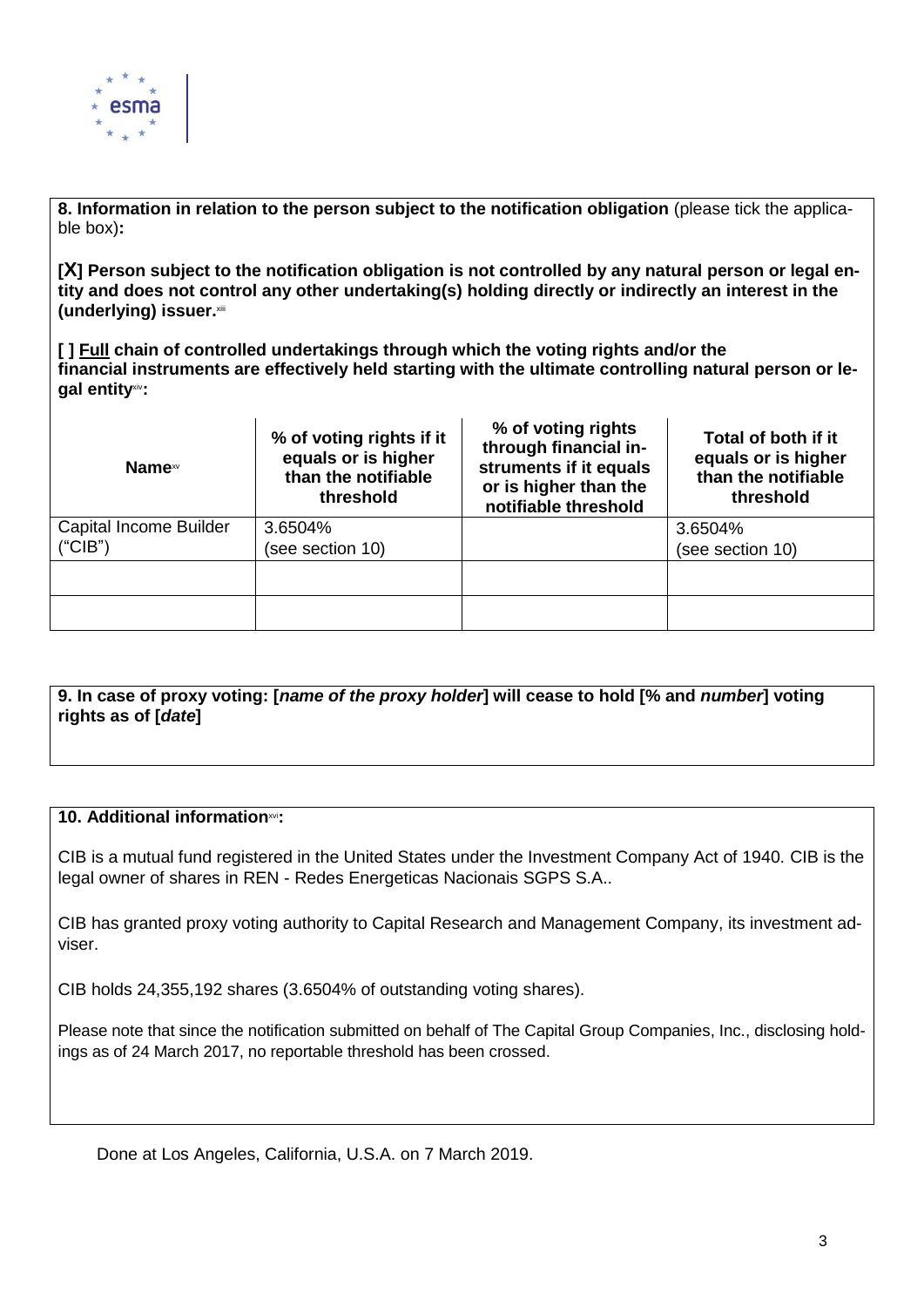**8. Information in relation to the person subject to the notification obligation** (please tick the applicable box)**:**

**[X] Person subject to the notification obligation is not controlled by any natural person or legal entity and does not control any other undertaking(s) holding directly or indirectly an interest in the (underlying) issuer.**[xiii]

**[ ] <u>Full</u> chain of controlled undertakings through which the voting rights and/or the financial instruments are effectively held starting with the ultimate controlling natural person or legal entity**[xiv]**:**

| **Name**[xv] | **% of voting rights if it equals or is higher than the notifiable threshold** | **% of voting rights through financial instruments if it equals or is higher than the notifiable threshold** | **Total of both if it equals or is higher than the notifiable threshold** |
|---|---|---|---|
| Capital Income Builder ("CIB") | 3.6504% (see section 10) | | 3.6504% (see section 10) |
| | | | |
| | | | |

**9. In case of proxy voting: [*name of the proxy holder*] will cease to hold [% and *number*] voting rights as of [*date*]**

**10. Additional information**[xvi]**:**

CIB is a mutual fund registered in the United States under the Investment Company Act of 1940. CIB is the legal owner of shares in REN - Redes Energeticas Nacionais SGPS S.A..

CIB has granted proxy voting authority to Capital Research and Management Company, its investment adviser.

CIB holds 24,355,192 shares (3.6504% of outstanding voting shares).

Please note that since the notification submitted on behalf of The Capital Group Companies, Inc., disclosing holdings as of 24 March 2017, no reportable threshold has been crossed.

Done at Los Angeles, California, U.S.A. on 7 March 2019.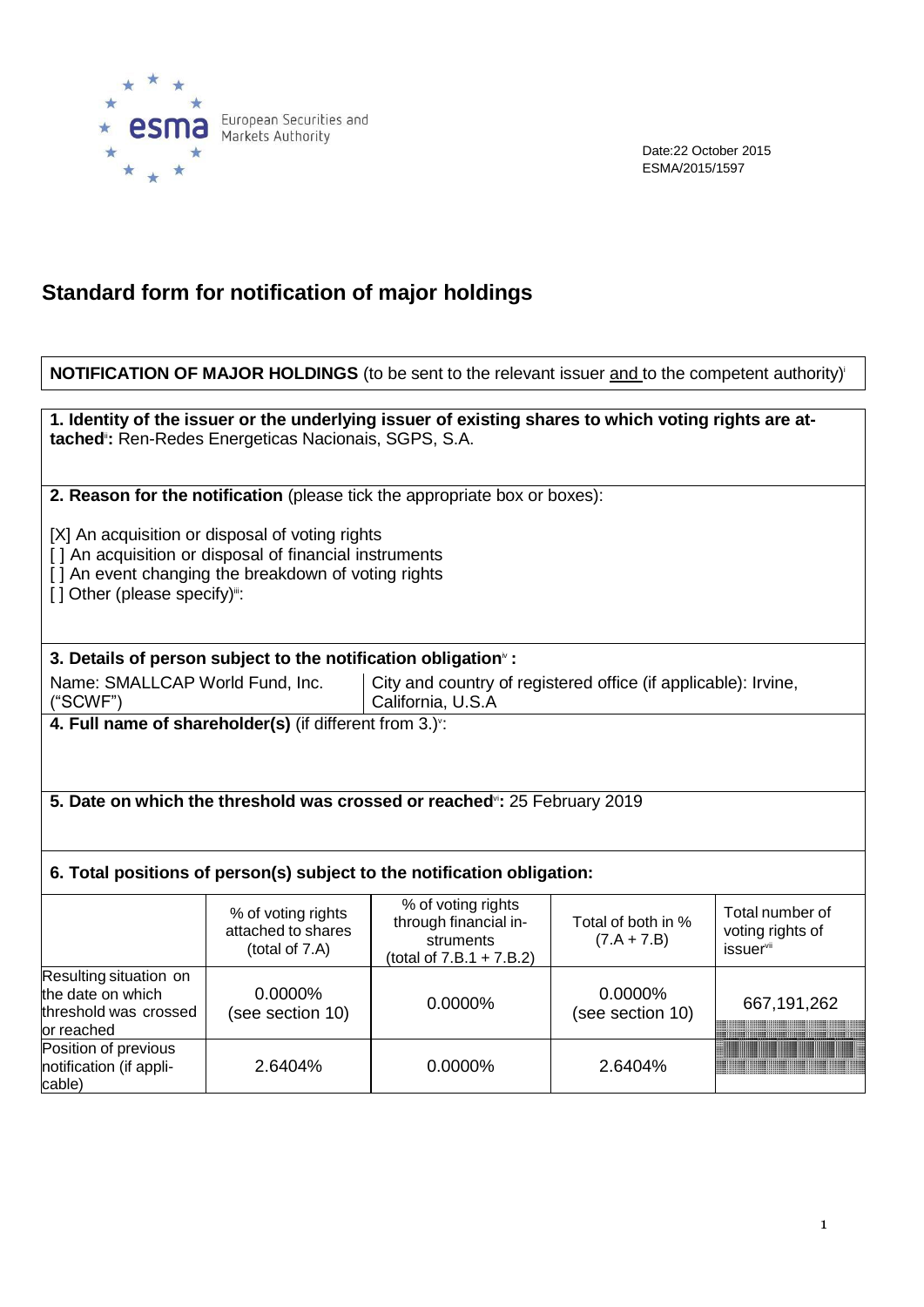European Securities and Markets Authority

Date:22 October 2015
ESMA/2015/1597

# Standard form for notification of major holdings

**NOTIFICATION OF MAJOR HOLDINGS** (to be sent to the relevant issuer and to the competent authority)[i]

**1. Identity of the issuer or the underlying issuer of existing shares to which voting rights are attached[ii]:** Ren-Redes Energeticas Nacionais, SGPS, S.A.

**2. Reason for the notification** (please tick the appropriate box or boxes):

[X] An acquisition or disposal of voting rights
[ ] An acquisition or disposal of financial instruments
[ ] An event changing the breakdown of voting rights
[ ] Other (please specify)[iii]:

**3. Details of person subject to the notification obligation[iv] :**

| Name: SMALLCAP World Fund, Inc. ("SCWF") | City and country of registered office (if applicable): Irvine, California, U.S.A |
|---|---|

**4. Full name of shareholder(s)** (if different from 3.)[v]:

**5. Date on which the threshold was crossed or reached[vi]:** 25 February 2019

**6. Total positions of person(s) subject to the notification obligation:**

| | % of voting rights attached to shares (total of 7.A) | % of voting rights through financial instruments (total of 7.B.1 + 7.B.2) | Total of both in % (7.A + 7.B) | Total number of voting rights of issuer[vii] |
|---|---|---|---|---|
| Resulting situation on the date on which threshold was crossed or reached | 0.0000% (see section 10) | 0.0000% | 0.0000% (see section 10) | 667,191,262 |
| Position of previous notification (if applicable) | 2.6404% | 0.0000% | 2.6404% | |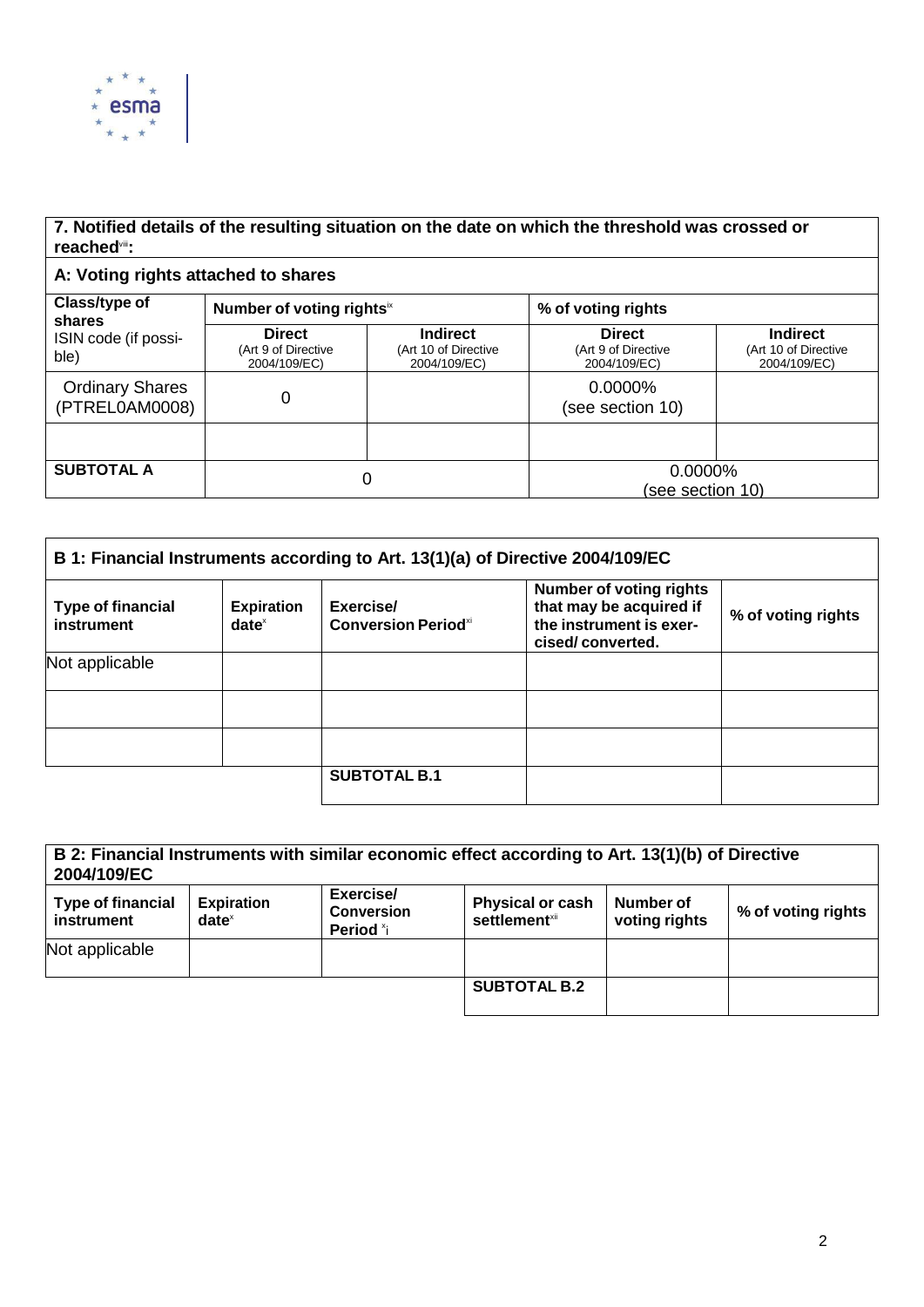## 7. Notified details of the resulting situation on the date on which the threshold was crossed or reached[viii]:

### A: Voting rights attached to shares

| Class/type of shares ISIN code (if possible) | Number of voting rights[ix] | | % of voting rights | |
|---|---|---|---|---|
| | **Direct** (Art 9 of Directive 2004/109/EC) | **Indirect** (Art 10 of Directive 2004/109/EC) | **Direct** (Art 9 of Directive 2004/109/EC) | **Indirect** (Art 10 of Directive 2004/109/EC) |
| Ordinary Shares (PTREL0AM0008) | 0 | | 0.0000% (see section 10) | |
| | | | | |
| **SUBTOTAL A** | 0 | | 0.0000% (see section 10) | |

### B 1: Financial Instruments according to Art. 13(1)(a) of Directive 2004/109/EC

| Type of financial instrument | Expiration date[x] | Exercise/ Conversion Period[xi] | Number of voting rights that may be acquired if the instrument is exercised/ converted. | % of voting rights |
|---|---|---|---|---|
| Not applicable | | | | |
| | | | | |
| | | | | |
| | | **SUBTOTAL B.1** | | |

### B 2: Financial Instruments with similar economic effect according to Art. 13(1)(b) of Directive 2004/109/EC

| Type of financial instrument | Expiration date[x] | Exercise/ Conversion Period[xi] | Physical or cash settlement[xii] | Number of voting rights | % of voting rights |
|---|---|---|---|---|---|
| Not applicable | | | | | |
| | | | **SUBTOTAL B.2** | | |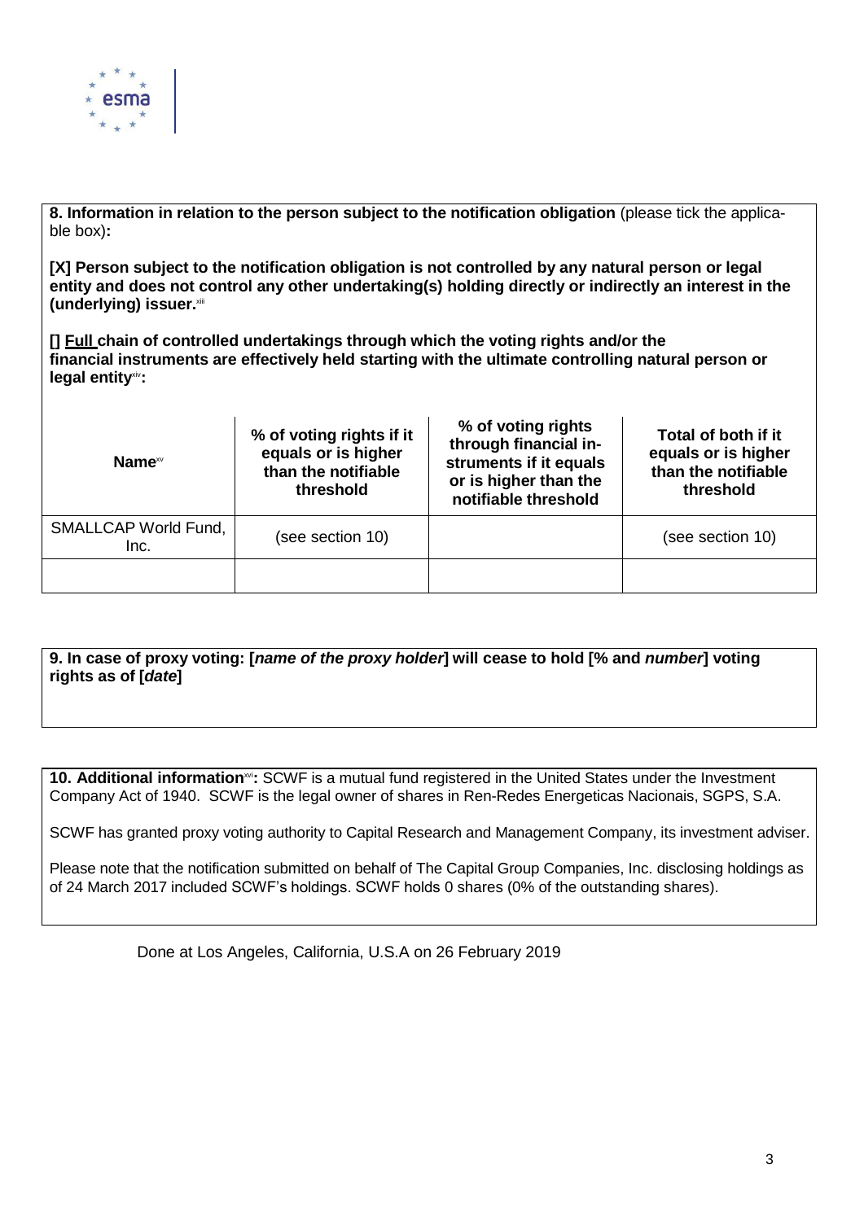**8. Information in relation to the person subject to the notification obligation** (please tick the applicable box)**:**

**[X] Person subject to the notification obligation is not controlled by any natural person or legal entity and does not control any other undertaking(s) holding directly or indirectly an interest in the (underlying) issuer.**[xiii]

**[] Full chain of controlled undertakings through which the voting rights and/or the financial instruments are effectively held starting with the ultimate controlling natural person or legal entity**[xiv]**:**

| Name[xv] | % of voting rights if it equals or is higher than the notifiable threshold | % of voting rights through financial instruments if it equals or is higher than the notifiable threshold | Total of both if it equals or is higher than the notifiable threshold |
|---|---|---|---|
| SMALLCAP World Fund, Inc. | (see section 10) | | (see section 10) |
| | | | |

**9. In case of proxy voting: [*name of the proxy holder*] will cease to hold [% and *number*] voting rights as of [*date*]**

**10. Additional information**[xvi]**:** SCWF is a mutual fund registered in the United States under the Investment Company Act of 1940. SCWF is the legal owner of shares in Ren-Redes Energeticas Nacionais, SGPS, S.A.

SCWF has granted proxy voting authority to Capital Research and Management Company, its investment adviser.

Please note that the notification submitted on behalf of The Capital Group Companies, Inc. disclosing holdings as of 24 March 2017 included SCWF's holdings. SCWF holds 0 shares (0% of the outstanding shares).

Done at Los Angeles, California, U.S.A on 26 February 2019